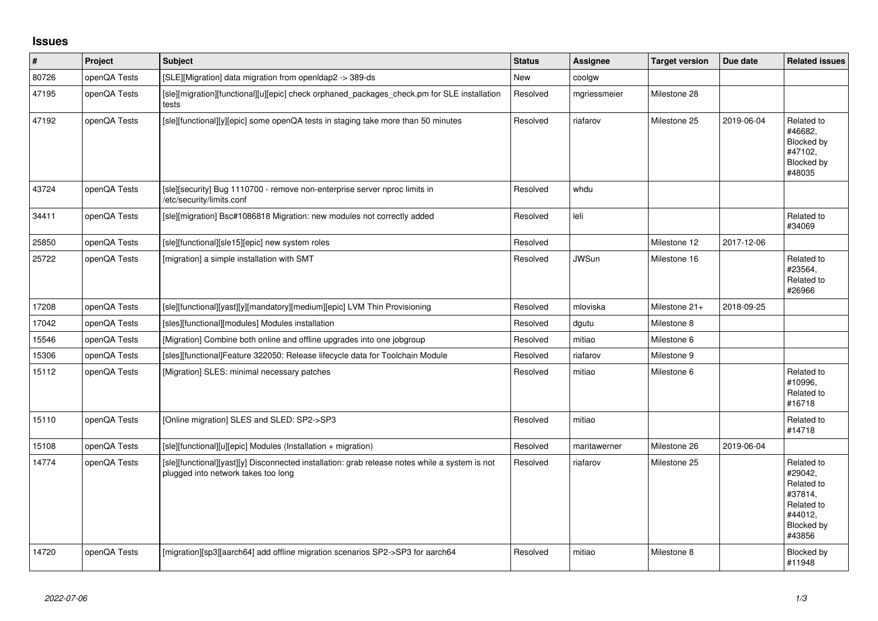## Issues

| # | Project | Subject | Status | Assignee | Target version | Due date | Related issues |
|---|---|---|---|---|---|---|---|
| 80726 | openQA Tests | [SLE][Migration] data migration from openldap2 -> 389-ds | New | coolgw | | | |
| 47195 | openQA Tests | [sle][migration][functional][u][epic] check orphaned_packages_check.pm for SLE installation tests | Resolved | mgriessmeier | Milestone 28 | | |
| 47192 | openQA Tests | [sle][functional][y][epic] some openQA tests in staging take more than 50 minutes | Resolved | riafarov | Milestone 25 | 2019-06-04 | Related to #46682, Blocked by #47102, Blocked by #48035 |
| 43724 | openQA Tests | [sle][security] Bug 1110700 - remove non-enterprise server nproc limits in /etc/security/limits.conf | Resolved | whdu | | | |
| 34411 | openQA Tests | [sle][migration] Bsc#1086818 Migration: new modules not correctly added | Resolved | leli | | | Related to #34069 |
| 25850 | openQA Tests | [sle][functional][sle15][epic] new system roles | Resolved | | Milestone 12 | 2017-12-06 | |
| 25722 | openQA Tests | [migration] a simple installation with SMT | Resolved | JWSun | Milestone 16 | | Related to #23564, Related to #26966 |
| 17208 | openQA Tests | [sle][functional][yast][y][mandatory][medium][epic] LVM Thin Provisioning | Resolved | mloviska | Milestone 21+ | 2018-09-25 | |
| 17042 | openQA Tests | [sles][functional][modules] Modules installation | Resolved | dgutu | Milestone 8 | | |
| 15546 | openQA Tests | [Migration] Combine both online and offline upgrades into one jobgroup | Resolved | mitiao | Milestone 6 | | |
| 15306 | openQA Tests | [sles][functional]Feature 322050: Release lifecycle data for Toolchain Module | Resolved | riafarov | Milestone 9 | | |
| 15112 | openQA Tests | [Migration] SLES: minimal necessary patches | Resolved | mitiao | Milestone 6 | | Related to #10996, Related to #16718 |
| 15110 | openQA Tests | [Online migration] SLES and SLED: SP2->SP3 | Resolved | mitiao | | | Related to #14718 |
| 15108 | openQA Tests | [sle][functional][u][epic] Modules (Installation + migration) | Resolved | maritawerner | Milestone 26 | 2019-06-04 | |
| 14774 | openQA Tests | [sle][functional][yast][y] Disconnected installation: grab release notes while a system is not plugged into network takes too long | Resolved | riafarov | Milestone 25 | | Related to #29042, Related to #37814, Related to #44012, Blocked by #43856 |
| 14720 | openQA Tests | [migration][sp3][aarch64] add offline migration scenarios SP2->SP3 for aarch64 | Resolved | mitiao | Milestone 8 | | Blocked by #11948 |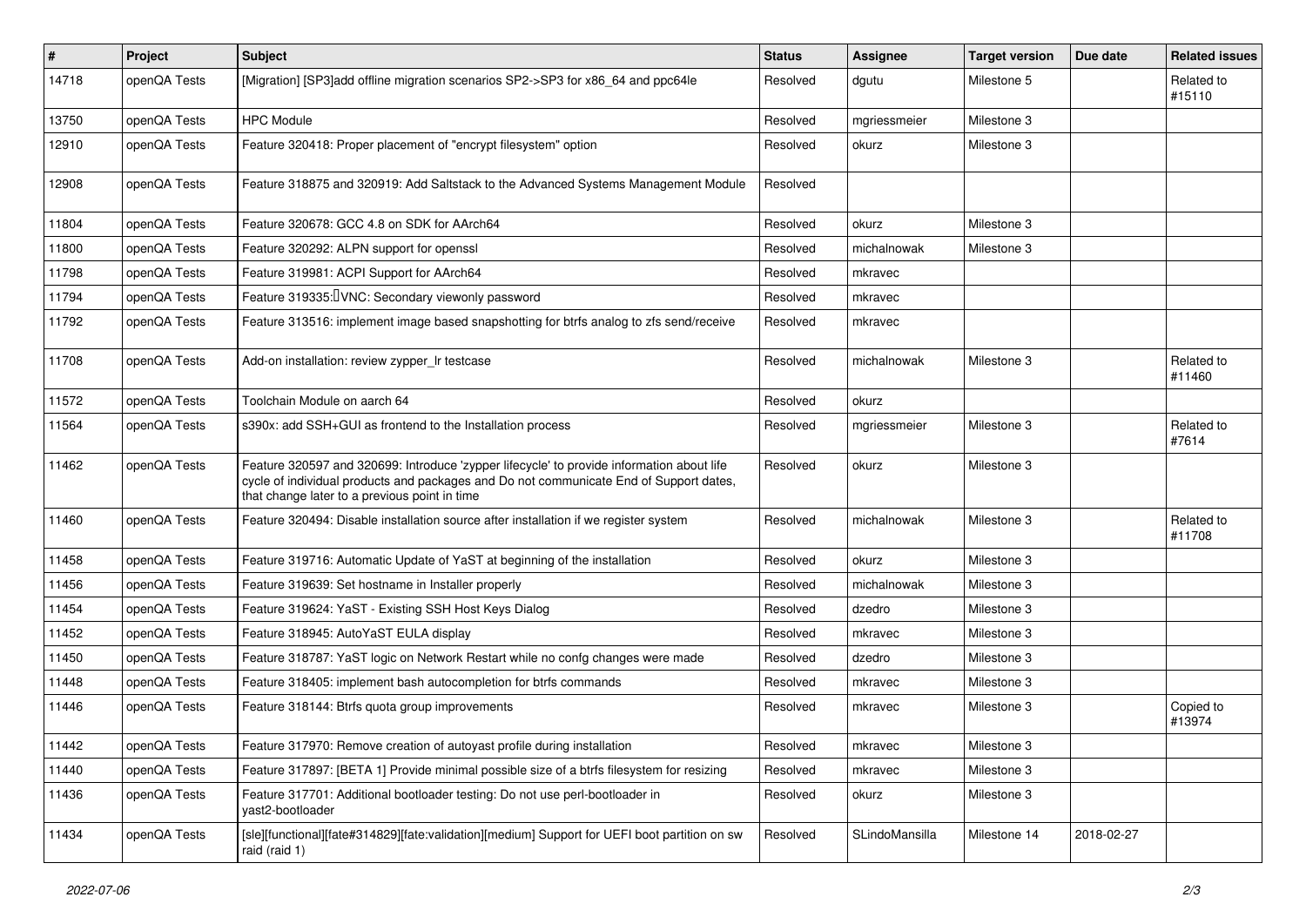| # | Project | Subject | Status | Assignee | Target version | Due date | Related issues |
|---|---|---|---|---|---|---|---|
| 14718 | openQA Tests | [Migration] [SP3]add offline migration scenarios SP2->SP3 for x86_64 and ppc64le | Resolved | dgutu | Milestone 5 | | Related to #15110 |
| 13750 | openQA Tests | HPC Module | Resolved | mgriessmeier | Milestone 3 | | |
| 12910 | openQA Tests | Feature 320418: Proper placement of "encrypt filesystem" option | Resolved | okurz | Milestone 3 | | |
| 12908 | openQA Tests | Feature 318875 and 320919: Add Saltstack to the Advanced Systems Management Module | Resolved | | | | |
| 11804 | openQA Tests | Feature 320678: GCC 4.8 on SDK for AArch64 | Resolved | okurz | Milestone 3 | | |
| 11800 | openQA Tests | Feature 320292: ALPN support for openssl | Resolved | michalnowak | Milestone 3 | | |
| 11798 | openQA Tests | Feature 319981: ACPI Support for AArch64 | Resolved | mkravec | | | |
| 11794 | openQA Tests | Feature 319335: VNC: Secondary viewonly password | Resolved | mkravec | | | |
| 11792 | openQA Tests | Feature 313516: implement image based snapshotting for btrfs analog to zfs send/receive | Resolved | mkravec | | | |
| 11708 | openQA Tests | Add-on installation: review zypper_lr testcase | Resolved | michalnowak | Milestone 3 | | Related to #11460 |
| 11572 | openQA Tests | Toolchain Module on aarch 64 | Resolved | okurz | | | |
| 11564 | openQA Tests | s390x: add SSH+GUI as frontend to the Installation process | Resolved | mgriessmeier | Milestone 3 | | Related to #7614 |
| 11462 | openQA Tests | Feature 320597 and 320699: Introduce 'zypper lifecycle' to provide information about life cycle of individual products and packages and Do not communicate End of Support dates, that change later to a previous point in time | Resolved | okurz | Milestone 3 | | |
| 11460 | openQA Tests | Feature 320494: Disable installation source after installation if we register system | Resolved | michalnowak | Milestone 3 | | Related to #11708 |
| 11458 | openQA Tests | Feature 319716: Automatic Update of YaST at beginning of the installation | Resolved | okurz | Milestone 3 | | |
| 11456 | openQA Tests | Feature 319639: Set hostname in Installer properly | Resolved | michalnowak | Milestone 3 | | |
| 11454 | openQA Tests | Feature 319624: YaST - Existing SSH Host Keys Dialog | Resolved | dzedro | Milestone 3 | | |
| 11452 | openQA Tests | Feature 318945: AutoYaST EULA display | Resolved | mkravec | Milestone 3 | | |
| 11450 | openQA Tests | Feature 318787: YaST logic on Network Restart while no confg changes were made | Resolved | dzedro | Milestone 3 | | |
| 11448 | openQA Tests | Feature 318405: implement bash autocompletion for btrfs commands | Resolved | mkravec | Milestone 3 | | |
| 11446 | openQA Tests | Feature 318144: Btrfs quota group improvements | Resolved | mkravec | Milestone 3 | | Copied to #13974 |
| 11442 | openQA Tests | Feature 317970: Remove creation of autoyast profile during installation | Resolved | mkravec | Milestone 3 | | |
| 11440 | openQA Tests | Feature 317897: [BETA 1] Provide minimal possible size of a btrfs filesystem for resizing | Resolved | mkravec | Milestone 3 | | |
| 11436 | openQA Tests | Feature 317701: Additional bootloader testing: Do not use perl-bootloader in yast2-bootloader | Resolved | okurz | Milestone 3 | | |
| 11434 | openQA Tests | [sle][functional][fate#314829][fate:validation][medium] Support for UEFI boot partition on sw raid (raid 1) | Resolved | SLindoMansilla | Milestone 14 | 2018-02-27 | |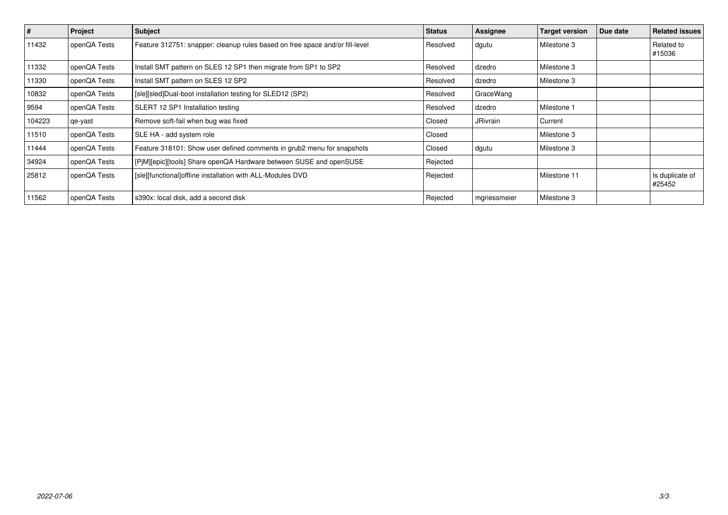| # | Project | Subject | Status | Assignee | Target version | Due date | Related issues |
|---|---|---|---|---|---|---|---|
| 11432 | openQA Tests | Feature 312751: snapper: cleanup rules based on free space and/or fill-level | Resolved | dgutu | Milestone 3 | | Related to #15036 |
| 11332 | openQA Tests | Install SMT pattern on SLES 12 SP1 then migrate from SP1 to SP2 | Resolved | dzedro | Milestone 3 | | |
| 11330 | openQA Tests | Install SMT pattern on SLES 12 SP2 | Resolved | dzedro | Milestone 3 | | |
| 10832 | openQA Tests | [sle][sled]Dual-boot installation testing for SLED12 (SP2) | Resolved | GraceWang | | | |
| 9594 | openQA Tests | SLERT 12 SP1 Installation testing | Resolved | dzedro | Milestone 1 | | |
| 104223 | qe-yast | Remove soft-fail when bug was fixed | Closed | JRivrain | Current | | |
| 11510 | openQA Tests | SLE HA - add system role | Closed | | Milestone 3 | | |
| 11444 | openQA Tests | Feature 318101: Show user defined comments in grub2 menu for snapshots | Closed | dgutu | Milestone 3 | | |
| 34924 | openQA Tests | [PjM][epic][tools] Share openQA Hardware between SUSE and openSUSE | Rejected | | | | |
| 25812 | openQA Tests | [sle][functional]offline installation with ALL-Modules DVD | Rejected | | Milestone 11 | | Is duplicate of #25452 |
| 11562 | openQA Tests | s390x: local disk, add a second disk | Rejected | mgriessmeier | Milestone 3 | | |